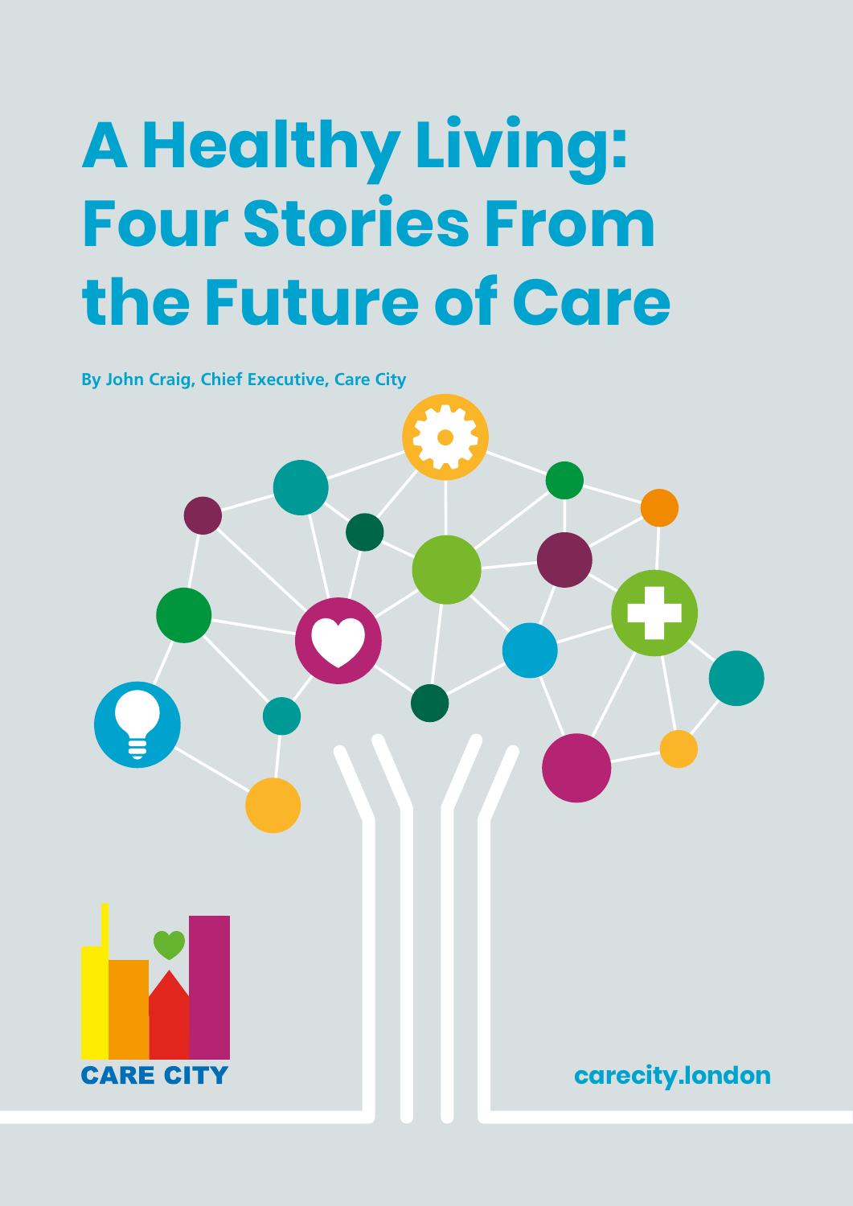# A Healthy Living: Four Stories From the Future of Care

**By John Craig, Chief Executive, Care City**

CARE CITY

carecity.london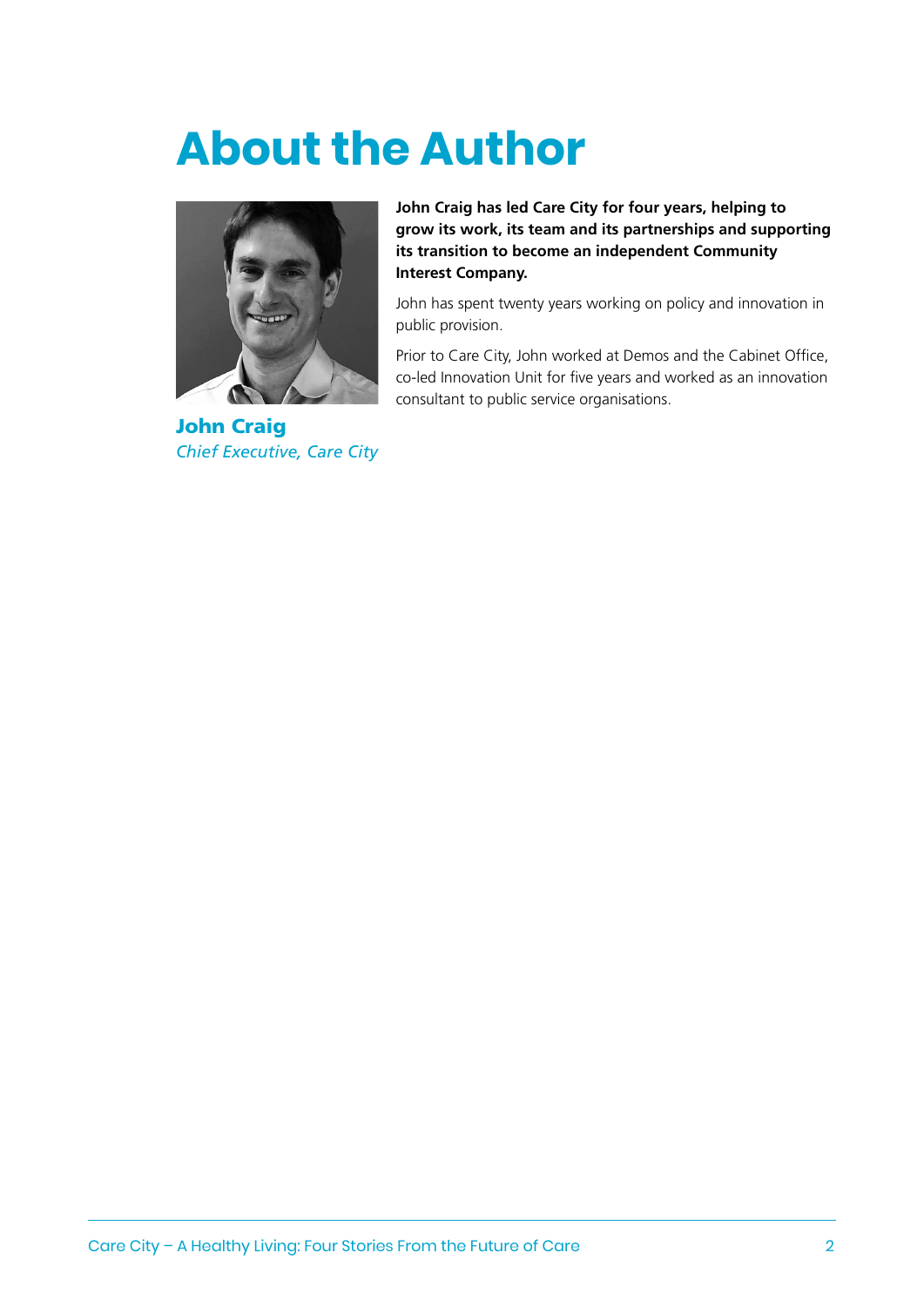# About the Author

**John Craig**
*Chief Executive, Care City*

**John Craig has led Care City for four years, helping to grow its work, its team and its partnerships and supporting its transition to become an independent Community Interest Company.**

John has spent twenty years working on policy and innovation in public provision.

Prior to Care City, John worked at Demos and the Cabinet Office, co-led Innovation Unit for five years and worked as an innovation consultant to public service organisations.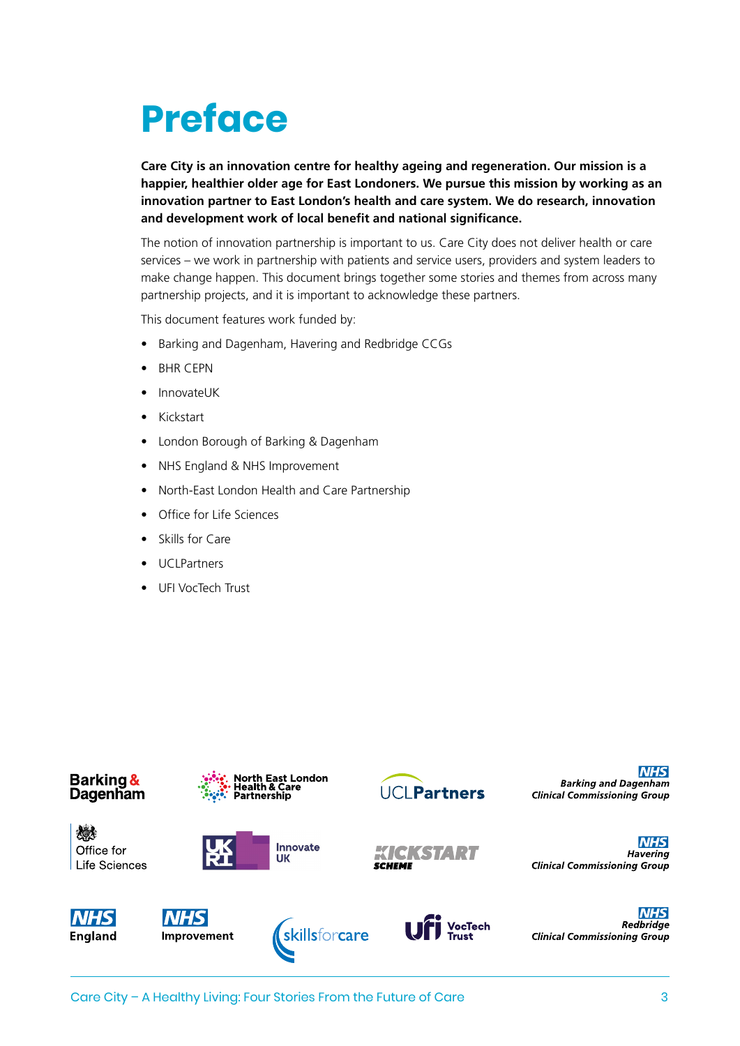# Preface

**Care City is an innovation centre for healthy ageing and regeneration. Our mission is a happier, healthier older age for East Londoners. We pursue this mission by working as an innovation partner to East London's health and care system. We do research, innovation and development work of local benefit and national significance.**

The notion of innovation partnership is important to us. Care City does not deliver health or care services – we work in partnership with patients and service users, providers and system leaders to make change happen. This document brings together some stories and themes from across many partnership projects, and it is important to acknowledge these partners.

This document features work funded by:

- Barking and Dagenham, Havering and Redbridge CCGs
- BHR CEPN
- InnovateUK
- Kickstart
- London Borough of Barking & Dagenham
- NHS England & NHS Improvement
- North-East London Health and Care Partnership
- Office for Life Sciences
- Skills for Care
- UCLPartners
- UFI VocTech Trust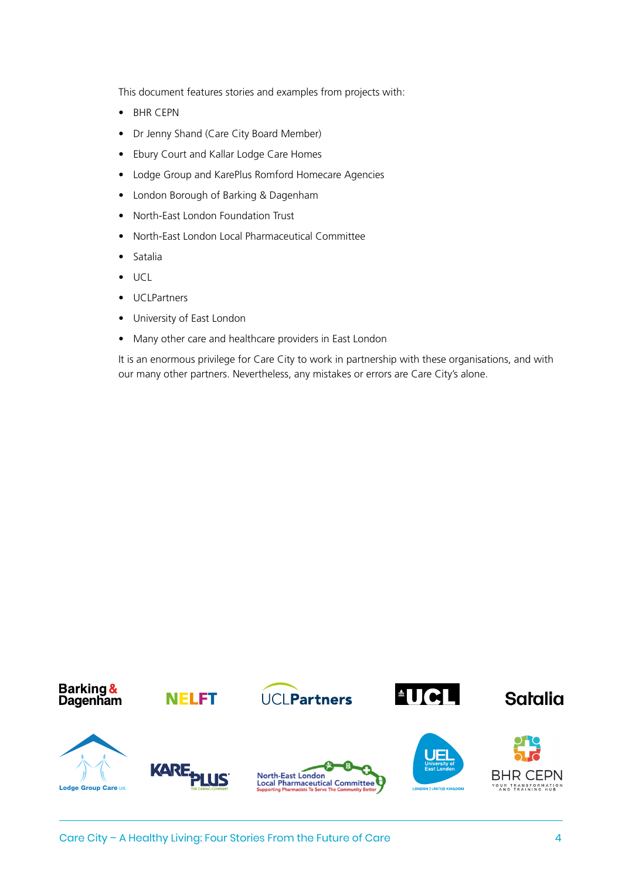This document features stories and examples from projects with:

- BHR CEPN
- Dr Jenny Shand (Care City Board Member)
- Ebury Court and Kallar Lodge Care Homes
- Lodge Group and KarePlus Romford Homecare Agencies
- London Borough of Barking & Dagenham
- North-East London Foundation Trust
- North-East London Local Pharmaceutical Committee
- Satalia
- UCL
- UCLPartners
- University of East London
- Many other care and healthcare providers in East London

It is an enormous privilege for Care City to work in partnership with these organisations, and with our many other partners. Nevertheless, any mistakes or errors are Care City's alone.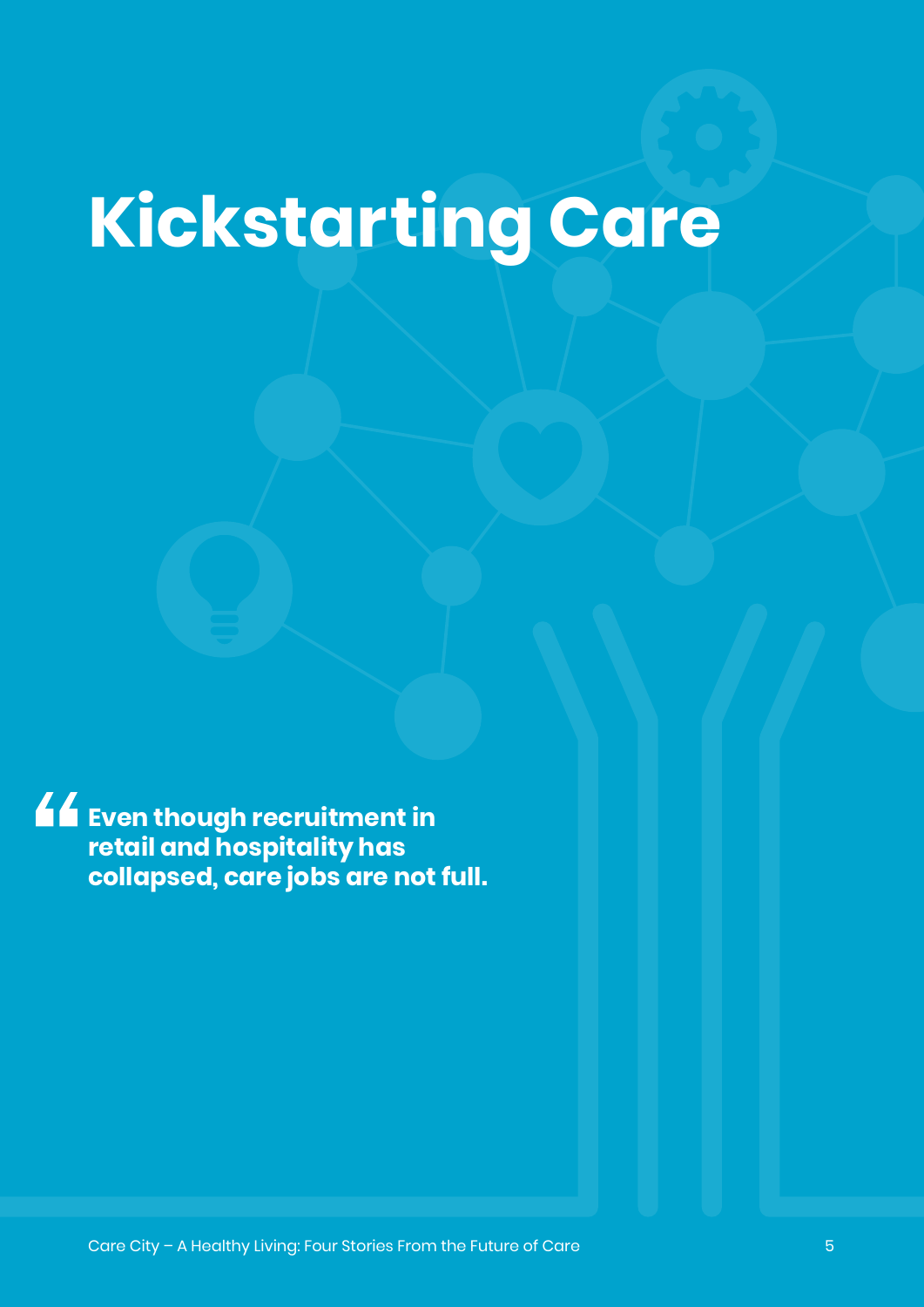# Kickstarting Care

> **Even though recruitment in retail and hospitality has collapsed, care jobs are not full.**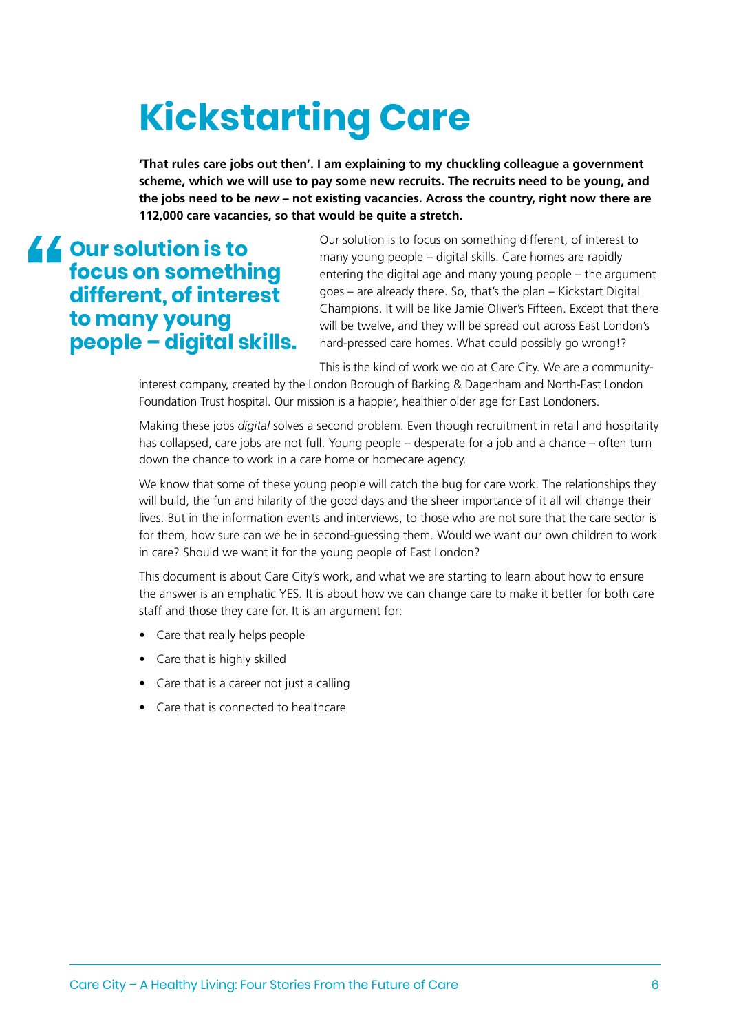# Kickstarting Care

**'That rules care jobs out then'. I am explaining to my chuckling colleague a government scheme, which we will use to pay some new recruits. The recruits need to be young, and the jobs need to be *new* – not existing vacancies. Across the country, right now there are 112,000 care vacancies, so that would be quite a stretch.**

> **Our solution is to focus on something different, of interest to many young people – digital skills.**

Our solution is to focus on something different, of interest to many young people – digital skills. Care homes are rapidly entering the digital age and many young people – the argument goes – are already there. So, that's the plan – Kickstart Digital Champions. It will be like Jamie Oliver's Fifteen. Except that there will be twelve, and they will be spread out across East London's hard-pressed care homes. What could possibly go wrong!?

This is the kind of work we do at Care City. We are a community-interest company, created by the London Borough of Barking & Dagenham and North-East London Foundation Trust hospital. Our mission is a happier, healthier older age for East Londoners.

Making these jobs *digital* solves a second problem. Even though recruitment in retail and hospitality has collapsed, care jobs are not full. Young people – desperate for a job and a chance – often turn down the chance to work in a care home or homecare agency.

We know that some of these young people will catch the bug for care work. The relationships they will build, the fun and hilarity of the good days and the sheer importance of it all will change their lives. But in the information events and interviews, to those who are not sure that the care sector is for them, how sure can we be in second-guessing them. Would we want our own children to work in care? Should we want it for the young people of East London?

This document is about Care City's work, and what we are starting to learn about how to ensure the answer is an emphatic YES. It is about how we can change care to make it better for both care staff and those they care for. It is an argument for:

- Care that really helps people
- Care that is highly skilled
- Care that is a career not just a calling
- Care that is connected to healthcare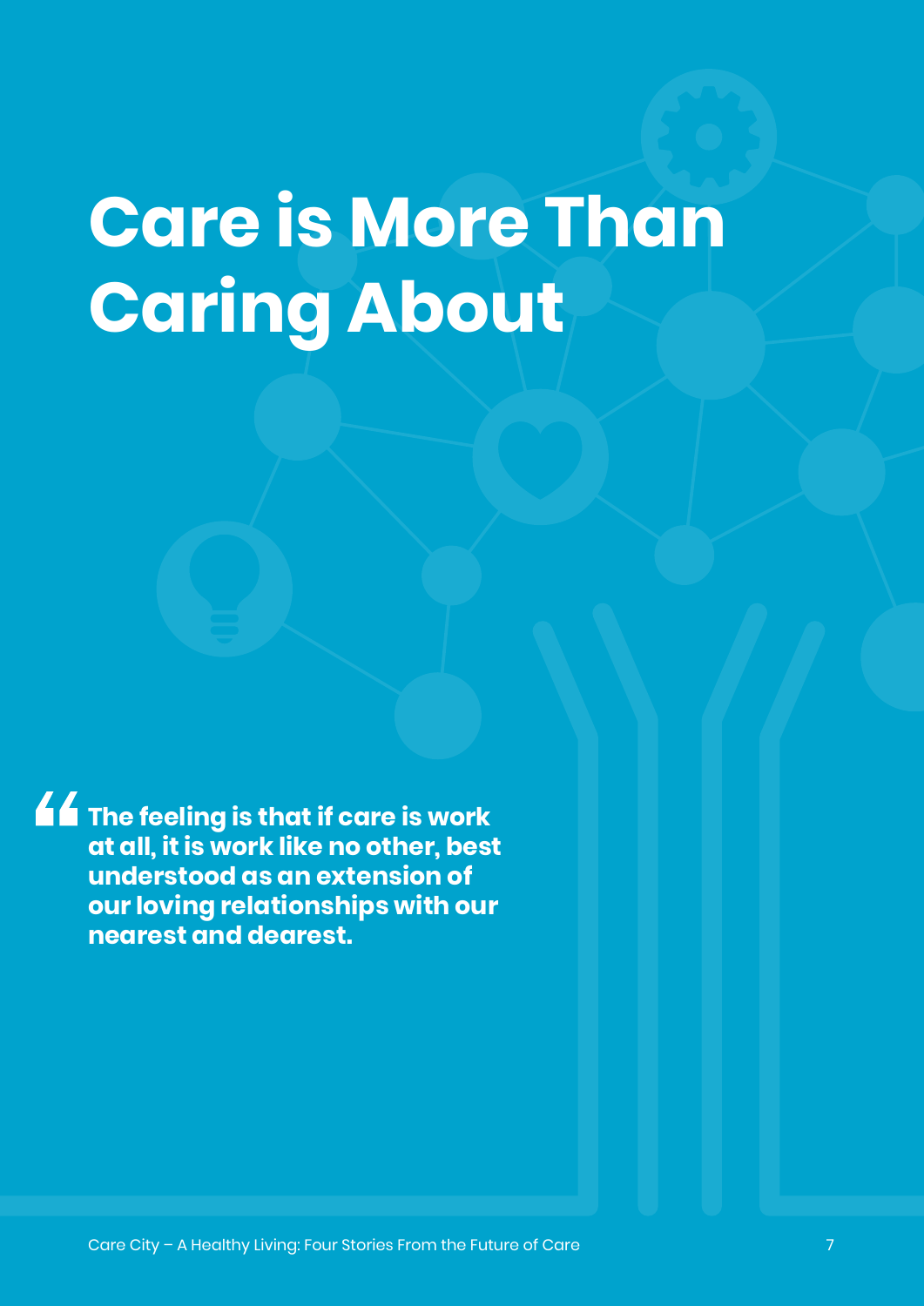# Care is More Than Caring About

> **The feeling is that if care is work at all, it is work like no other, best understood as an extension of our loving relationships with our nearest and dearest.**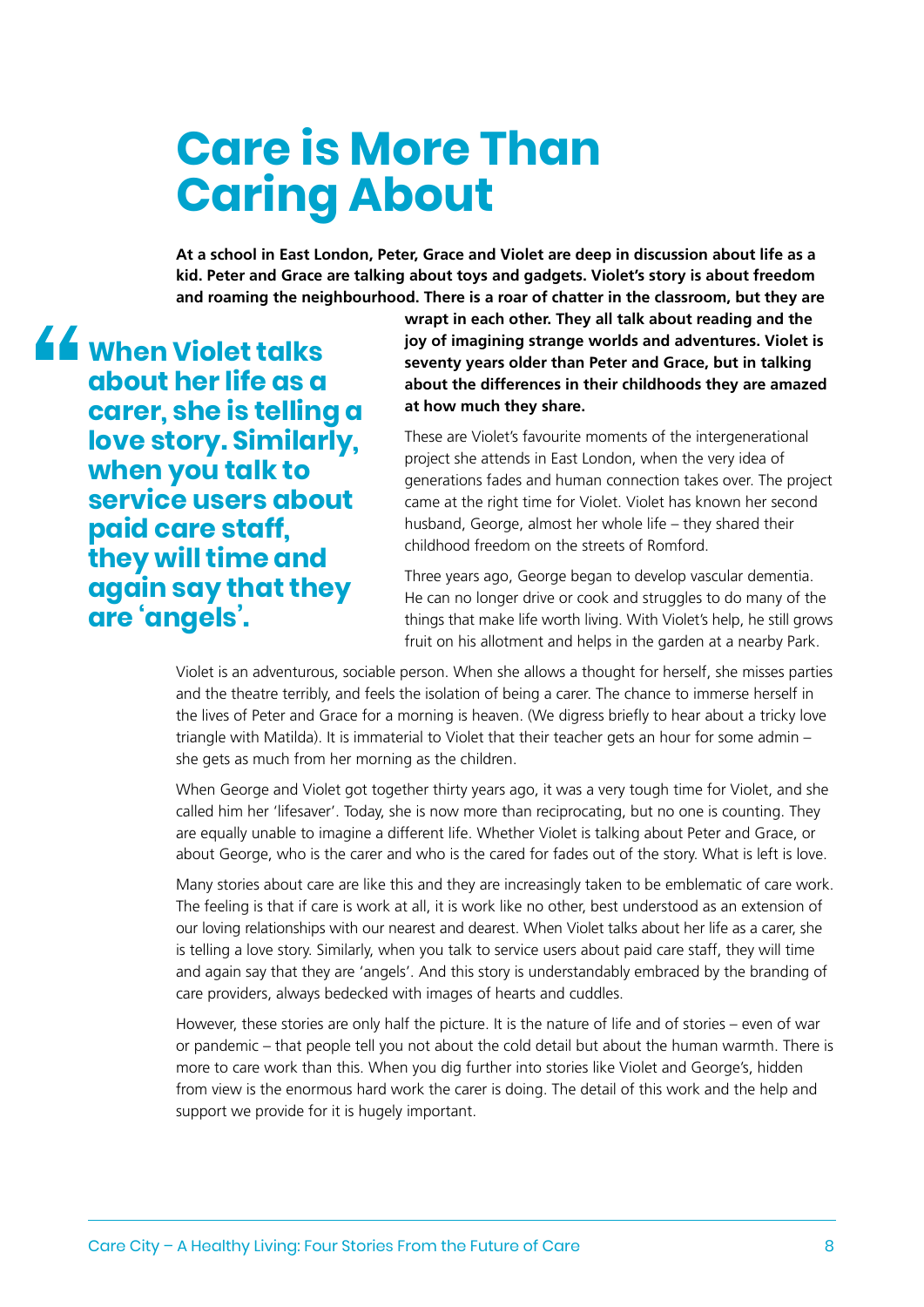# Care is More Than Caring About

**At a school in East London, Peter, Grace and Violet are deep in discussion about life as a kid. Peter and Grace are talking about toys and gadgets. Violet's story is about freedom and roaming the neighbourhood. There is a roar of chatter in the classroom, but they are wrapt in each other. They all talk about reading and the joy of imagining strange worlds and adventures. Violet is seventy years older than Peter and Grace, but in talking about the differences in their childhoods they are amazed at how much they share.**

> **"When Violet talks about her life as a carer, she is telling a love story. Similarly, when you talk to service users about paid care staff, they will time and again say that they are 'angels'.**

These are Violet's favourite moments of the intergenerational project she attends in East London, when the very idea of generations fades and human connection takes over. The project came at the right time for Violet. Violet has known her second husband, George, almost her whole life – they shared their childhood freedom on the streets of Romford.

Three years ago, George began to develop vascular dementia. He can no longer drive or cook and struggles to do many of the things that make life worth living. With Violet's help, he still grows fruit on his allotment and helps in the garden at a nearby Park.

Violet is an adventurous, sociable person. When she allows a thought for herself, she misses parties and the theatre terribly, and feels the isolation of being a carer. The chance to immerse herself in the lives of Peter and Grace for a morning is heaven. (We digress briefly to hear about a tricky love triangle with Matilda). It is immaterial to Violet that their teacher gets an hour for some admin – she gets as much from her morning as the children.

When George and Violet got together thirty years ago, it was a very tough time for Violet, and she called him her 'lifesaver'. Today, she is now more than reciprocating, but no one is counting. They are equally unable to imagine a different life. Whether Violet is talking about Peter and Grace, or about George, who is the carer and who is the cared for fades out of the story. What is left is love.

Many stories about care are like this and they are increasingly taken to be emblematic of care work. The feeling is that if care is work at all, it is work like no other, best understood as an extension of our loving relationships with our nearest and dearest. When Violet talks about her life as a carer, she is telling a love story. Similarly, when you talk to service users about paid care staff, they will time and again say that they are 'angels'. And this story is understandably embraced by the branding of care providers, always bedecked with images of hearts and cuddles.

However, these stories are only half the picture. It is the nature of life and of stories – even of war or pandemic – that people tell you not about the cold detail but about the human warmth. There is more to care work than this. When you dig further into stories like Violet and George's, hidden from view is the enormous hard work the carer is doing. The detail of this work and the help and support we provide for it is hugely important.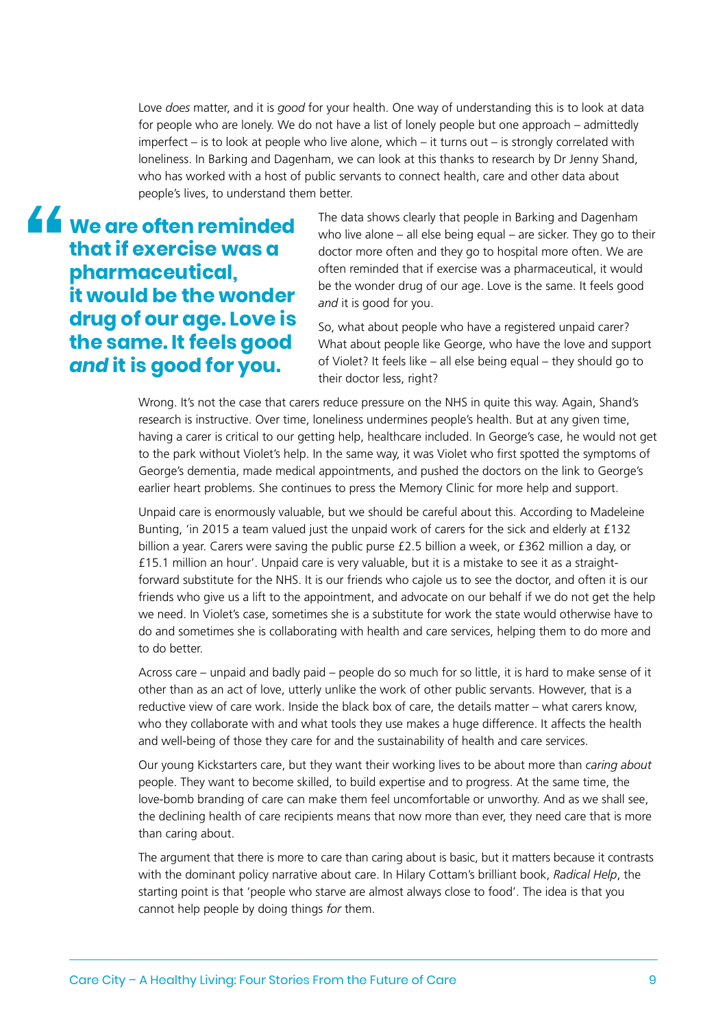Love *does* matter, and it is *good* for your health. One way of understanding this is to look at data for people who are lonely. We do not have a list of lonely people but one approach – admittedly imperfect – is to look at people who live alone, which – it turns out – is strongly correlated with loneliness. In Barking and Dagenham, we can look at this thanks to research by Dr Jenny Shand, who has worked with a host of public servants to connect health, care and other data about people's lives, to understand them better.

> **We are often reminded that if exercise was a pharmaceutical, it would be the wonder drug of our age. Love is the same. It feels good *and* it is good for you.**

The data shows clearly that people in Barking and Dagenham who live alone – all else being equal – are sicker. They go to their doctor more often and they go to hospital more often. We are often reminded that if exercise was a pharmaceutical, it would be the wonder drug of our age. Love is the same. It feels good *and* it is good for you.

So, what about people who have a registered unpaid carer? What about people like George, who have the love and support of Violet? It feels like – all else being equal – they should go to their doctor less, right?

Wrong. It's not the case that carers reduce pressure on the NHS in quite this way. Again, Shand's research is instructive. Over time, loneliness undermines people's health. But at any given time, having a carer is critical to our getting help, healthcare included. In George's case, he would not get to the park without Violet's help. In the same way, it was Violet who first spotted the symptoms of George's dementia, made medical appointments, and pushed the doctors on the link to George's earlier heart problems. She continues to press the Memory Clinic for more help and support.

Unpaid care is enormously valuable, but we should be careful about this. According to Madeleine Bunting, 'in 2015 a team valued just the unpaid work of carers for the sick and elderly at £132 billion a year. Carers were saving the public purse £2.5 billion a week, or £362 million a day, or £15.1 million an hour'. Unpaid care is very valuable, but it is a mistake to see it as a straight-forward substitute for the NHS. It is our friends who cajole us to see the doctor, and often it is our friends who give us a lift to the appointment, and advocate on our behalf if we do not get the help we need. In Violet's case, sometimes she is a substitute for work the state would otherwise have to do and sometimes she is collaborating with health and care services, helping them to do more and to do better.

Across care – unpaid and badly paid – people do so much for so little, it is hard to make sense of it other than as an act of love, utterly unlike the work of other public servants. However, that is a reductive view of care work. Inside the black box of care, the details matter – what carers know, who they collaborate with and what tools they use makes a huge difference. It affects the health and well-being of those they care for and the sustainability of health and care services.

Our young Kickstarters care, but they want their working lives to be about more than *caring about* people. They want to become skilled, to build expertise and to progress. At the same time, the love-bomb branding of care can make them feel uncomfortable or unworthy. And as we shall see, the declining health of care recipients means that now more than ever, they need care that is more than caring about.

The argument that there is more to care than caring about is basic, but it matters because it contrasts with the dominant policy narrative about care. In Hilary Cottam's brilliant book, *Radical Help*, the starting point is that 'people who starve are almost always close to food'. The idea is that you cannot help people by doing things *for* them.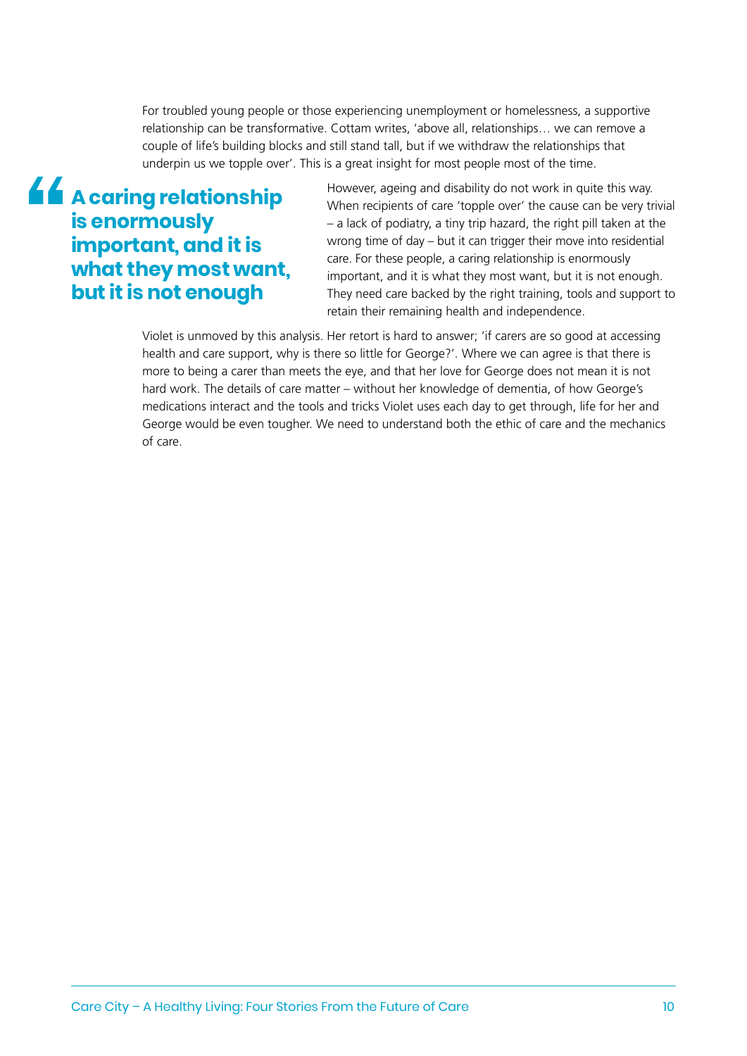For troubled young people or those experiencing unemployment or homelessness, a supportive relationship can be transformative. Cottam writes, 'above all, relationships… we can remove a couple of life's building blocks and still stand tall, but if we withdraw the relationships that underpin us we topple over'. This is a great insight for most people most of the time.

> **A caring relationship is enormously important, and it is what they most want, but it is not enough**

However, ageing and disability do not work in quite this way. When recipients of care 'topple over' the cause can be very trivial – a lack of podiatry, a tiny trip hazard, the right pill taken at the wrong time of day – but it can trigger their move into residential care. For these people, a caring relationship is enormously important, and it is what they most want, but it is not enough. They need care backed by the right training, tools and support to retain their remaining health and independence.

Violet is unmoved by this analysis. Her retort is hard to answer; 'if carers are so good at accessing health and care support, why is there so little for George?'. Where we can agree is that there is more to being a carer than meets the eye, and that her love for George does not mean it is not hard work. The details of care matter – without her knowledge of dementia, of how George's medications interact and the tools and tricks Violet uses each day to get through, life for her and George would be even tougher. We need to understand both the ethic of care and the mechanics of care.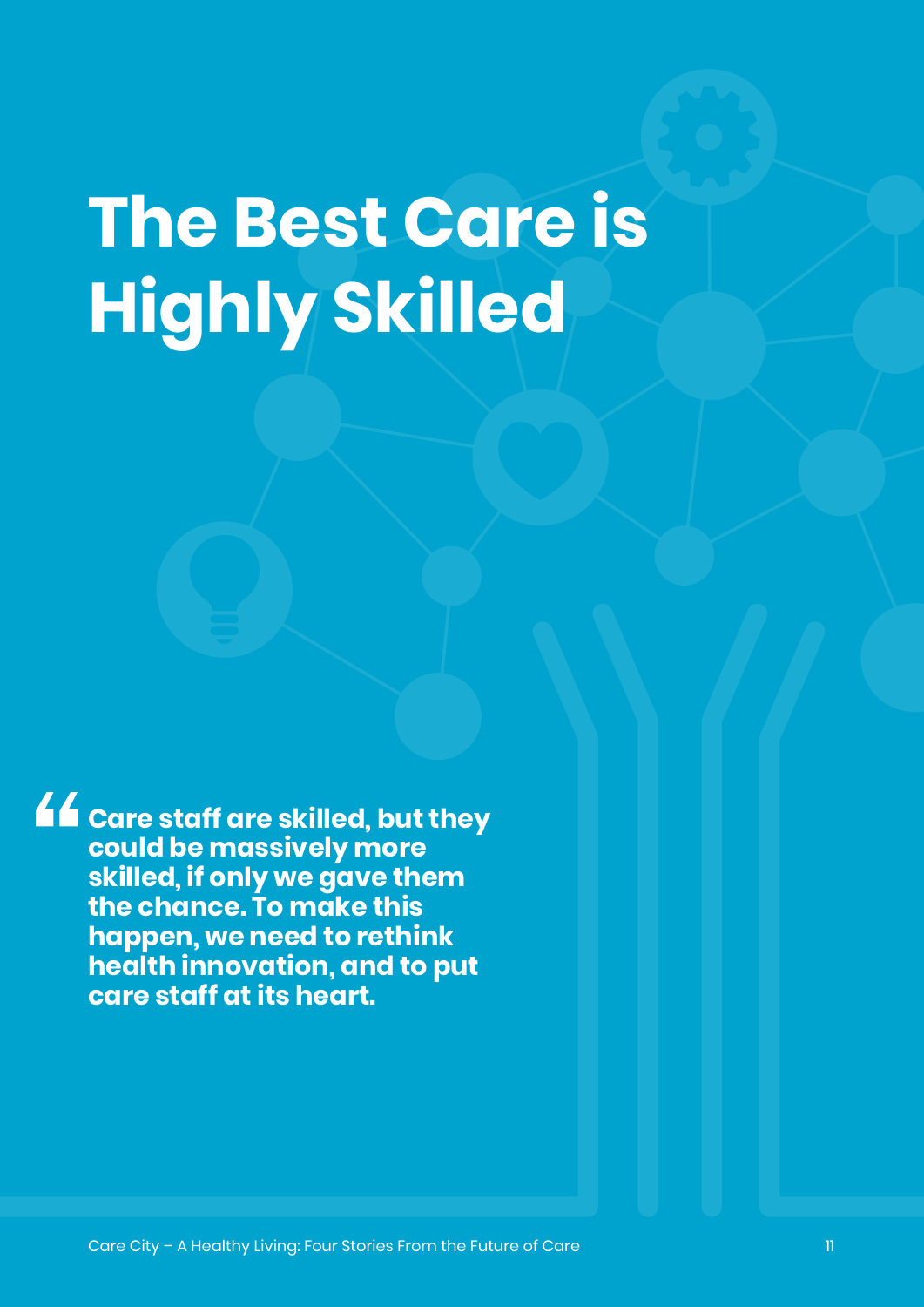# The Best Care is Highly Skilled

> **Care staff are skilled, but they could be massively more skilled, if only we gave them the chance. To make this happen, we need to rethink health innovation, and to put care staff at its heart.**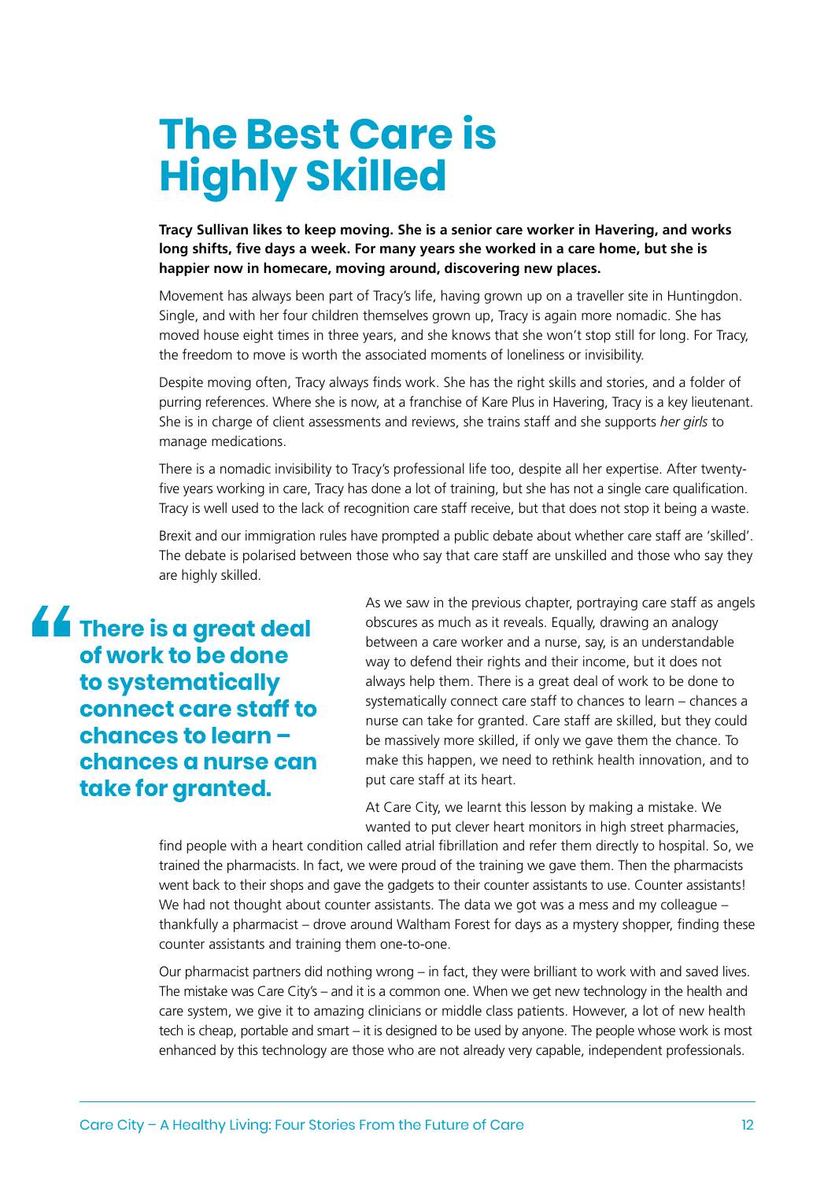# The Best Care is Highly Skilled

**Tracy Sullivan likes to keep moving. She is a senior care worker in Havering, and works long shifts, five days a week. For many years she worked in a care home, but she is happier now in homecare, moving around, discovering new places.**

Movement has always been part of Tracy's life, having grown up on a traveller site in Huntingdon. Single, and with her four children themselves grown up, Tracy is again more nomadic. She has moved house eight times in three years, and she knows that she won't stop still for long. For Tracy, the freedom to move is worth the associated moments of loneliness or invisibility.

Despite moving often, Tracy always finds work. She has the right skills and stories, and a folder of purring references. Where she is now, at a franchise of Kare Plus in Havering, Tracy is a key lieutenant. She is in charge of client assessments and reviews, she trains staff and she supports *her girls* to manage medications.

There is a nomadic invisibility to Tracy's professional life too, despite all her expertise. After twenty-five years working in care, Tracy has done a lot of training, but she has not a single care qualification. Tracy is well used to the lack of recognition care staff receive, but that does not stop it being a waste.

Brexit and our immigration rules have prompted a public debate about whether care staff are 'skilled'. The debate is polarised between those who say that care staff are unskilled and those who say they are highly skilled.

> **There is a great deal of work to be done to systematically connect care staff to chances to learn – chances a nurse can take for granted.**

As we saw in the previous chapter, portraying care staff as angels obscures as much as it reveals. Equally, drawing an analogy between a care worker and a nurse, say, is an understandable way to defend their rights and their income, but it does not always help them. There is a great deal of work to be done to systematically connect care staff to chances to learn – chances a nurse can take for granted. Care staff are skilled, but they could be massively more skilled, if only we gave them the chance. To make this happen, we need to rethink health innovation, and to put care staff at its heart.

At Care City, we learnt this lesson by making a mistake. We wanted to put clever heart monitors in high street pharmacies, find people with a heart condition called atrial fibrillation and refer them directly to hospital. So, we trained the pharmacists. In fact, we were proud of the training we gave them. Then the pharmacists went back to their shops and gave the gadgets to their counter assistants to use. Counter assistants! We had not thought about counter assistants. The data we got was a mess and my colleague – thankfully a pharmacist – drove around Waltham Forest for days as a mystery shopper, finding these counter assistants and training them one-to-one.

Our pharmacist partners did nothing wrong – in fact, they were brilliant to work with and saved lives. The mistake was Care City's – and it is a common one. When we get new technology in the health and care system, we give it to amazing clinicians or middle class patients. However, a lot of new health tech is cheap, portable and smart – it is designed to be used by anyone. The people whose work is most enhanced by this technology are those who are not already very capable, independent professionals.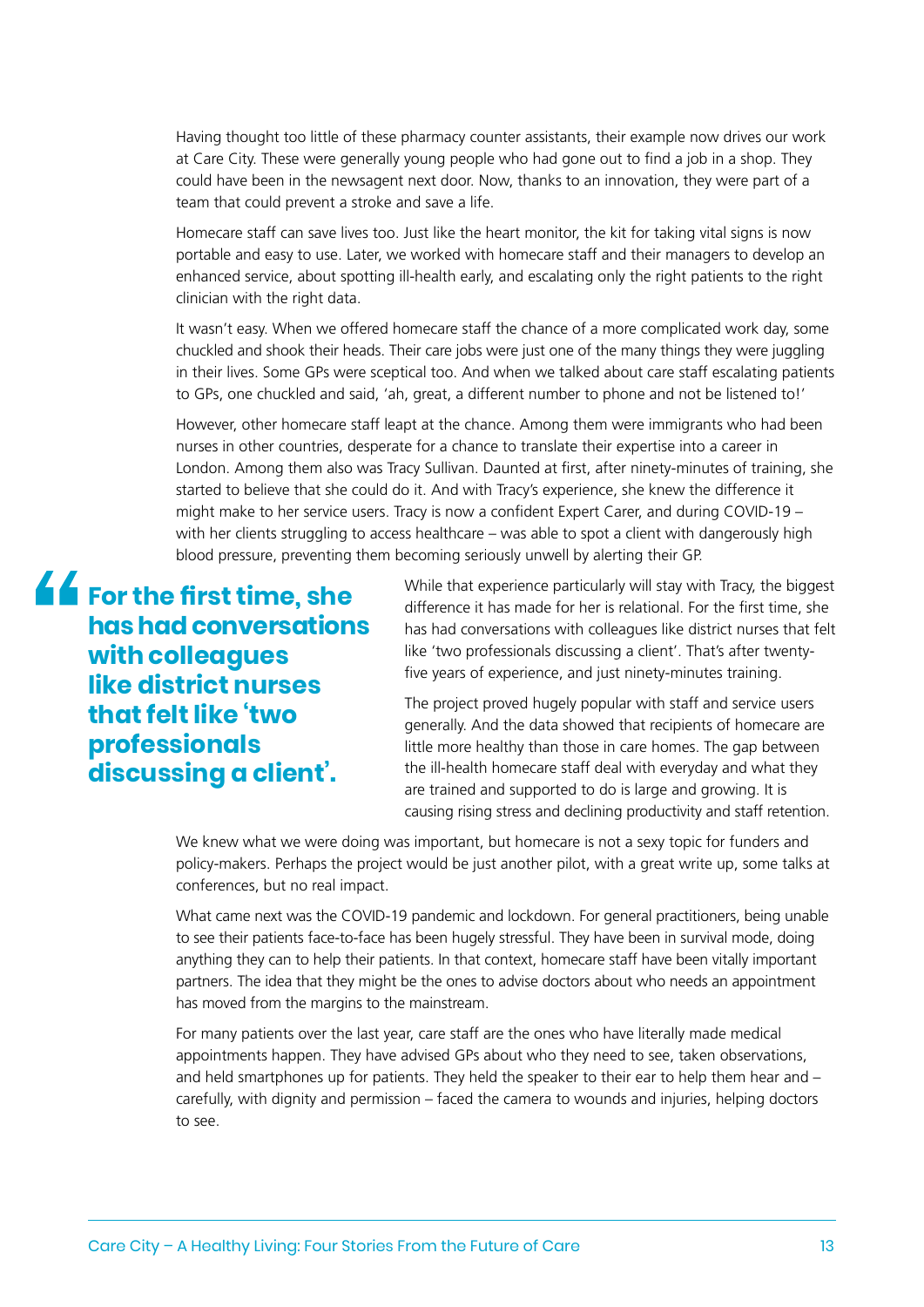Having thought too little of these pharmacy counter assistants, their example now drives our work at Care City. These were generally young people who had gone out to find a job in a shop. They could have been in the newsagent next door. Now, thanks to an innovation, they were part of a team that could prevent a stroke and save a life.

Homecare staff can save lives too. Just like the heart monitor, the kit for taking vital signs is now portable and easy to use. Later, we worked with homecare staff and their managers to develop an enhanced service, about spotting ill-health early, and escalating only the right patients to the right clinician with the right data.

It wasn't easy. When we offered homecare staff the chance of a more complicated work day, some chuckled and shook their heads. Their care jobs were just one of the many things they were juggling in their lives. Some GPs were sceptical too. And when we talked about care staff escalating patients to GPs, one chuckled and said, 'ah, great, a different number to phone and not be listened to!'

However, other homecare staff leapt at the chance. Among them were immigrants who had been nurses in other countries, desperate for a chance to translate their expertise into a career in London. Among them also was Tracy Sullivan. Daunted at first, after ninety-minutes of training, she started to believe that she could do it. And with Tracy's experience, she knew the difference it might make to her service users. Tracy is now a confident Expert Carer, and during COVID-19 – with her clients struggling to access healthcare – was able to spot a client with dangerously high blood pressure, preventing them becoming seriously unwell by alerting their GP.

> **For the first time, she has had conversations with colleagues like district nurses that felt like 'two professionals discussing a client'.**

While that experience particularly will stay with Tracy, the biggest difference it has made for her is relational. For the first time, she has had conversations with colleagues like district nurses that felt like 'two professionals discussing a client'. That's after twenty-five years of experience, and just ninety-minutes training.

The project proved hugely popular with staff and service users generally. And the data showed that recipients of homecare are little more healthy than those in care homes. The gap between the ill-health homecare staff deal with everyday and what they are trained and supported to do is large and growing. It is causing rising stress and declining productivity and staff retention.

We knew what we were doing was important, but homecare is not a sexy topic for funders and policy-makers. Perhaps the project would be just another pilot, with a great write up, some talks at conferences, but no real impact.

What came next was the COVID-19 pandemic and lockdown. For general practitioners, being unable to see their patients face-to-face has been hugely stressful. They have been in survival mode, doing anything they can to help their patients. In that context, homecare staff have been vitally important partners. The idea that they might be the ones to advise doctors about who needs an appointment has moved from the margins to the mainstream.

For many patients over the last year, care staff are the ones who have literally made medical appointments happen. They have advised GPs about who they need to see, taken observations, and held smartphones up for patients. They held the speaker to their ear to help them hear and – carefully, with dignity and permission – faced the camera to wounds and injuries, helping doctors to see.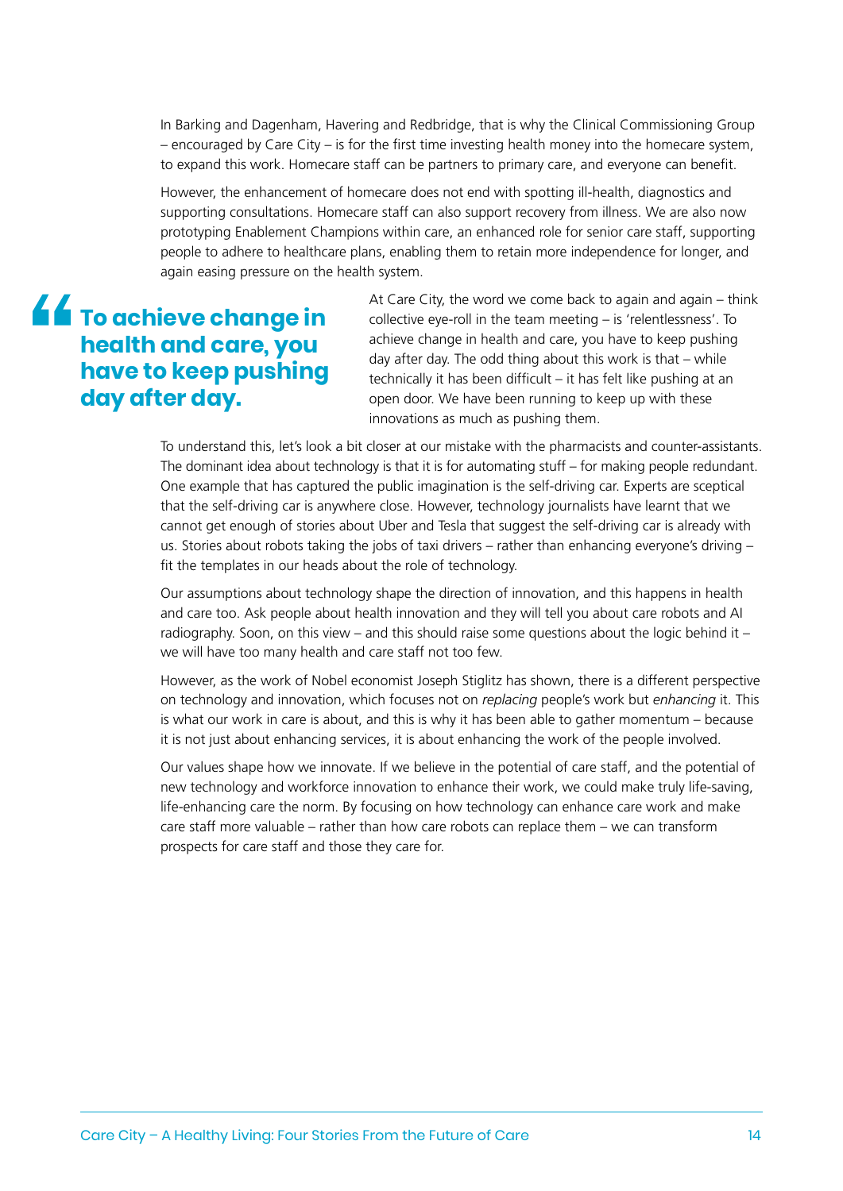In Barking and Dagenham, Havering and Redbridge, that is why the Clinical Commissioning Group – encouraged by Care City – is for the first time investing health money into the homecare system, to expand this work. Homecare staff can be partners to primary care, and everyone can benefit.

However, the enhancement of homecare does not end with spotting ill-health, diagnostics and supporting consultations. Homecare staff can also support recovery from illness. We are also now prototyping Enablement Champions within care, an enhanced role for senior care staff, supporting people to adhere to healthcare plans, enabling them to retain more independence for longer, and again easing pressure on the health system.

> **To achieve change in health and care, you have to keep pushing day after day.**

At Care City, the word we come back to again and again – think collective eye-roll in the team meeting – is 'relentlessness'. To achieve change in health and care, you have to keep pushing day after day. The odd thing about this work is that – while technically it has been difficult – it has felt like pushing at an open door. We have been running to keep up with these innovations as much as pushing them.

To understand this, let's look a bit closer at our mistake with the pharmacists and counter-assistants. The dominant idea about technology is that it is for automating stuff – for making people redundant. One example that has captured the public imagination is the self-driving car. Experts are sceptical that the self-driving car is anywhere close. However, technology journalists have learnt that we cannot get enough of stories about Uber and Tesla that suggest the self-driving car is already with us. Stories about robots taking the jobs of taxi drivers – rather than enhancing everyone's driving – fit the templates in our heads about the role of technology.

Our assumptions about technology shape the direction of innovation, and this happens in health and care too. Ask people about health innovation and they will tell you about care robots and AI radiography. Soon, on this view – and this should raise some questions about the logic behind it – we will have too many health and care staff not too few.

However, as the work of Nobel economist Joseph Stiglitz has shown, there is a different perspective on technology and innovation, which focuses not on *replacing* people's work but *enhancing* it. This is what our work in care is about, and this is why it has been able to gather momentum – because it is not just about enhancing services, it is about enhancing the work of the people involved.

Our values shape how we innovate. If we believe in the potential of care staff, and the potential of new technology and workforce innovation to enhance their work, we could make truly life-saving, life-enhancing care the norm. By focusing on how technology can enhance care work and make care staff more valuable – rather than how care robots can replace them – we can transform prospects for care staff and those they care for.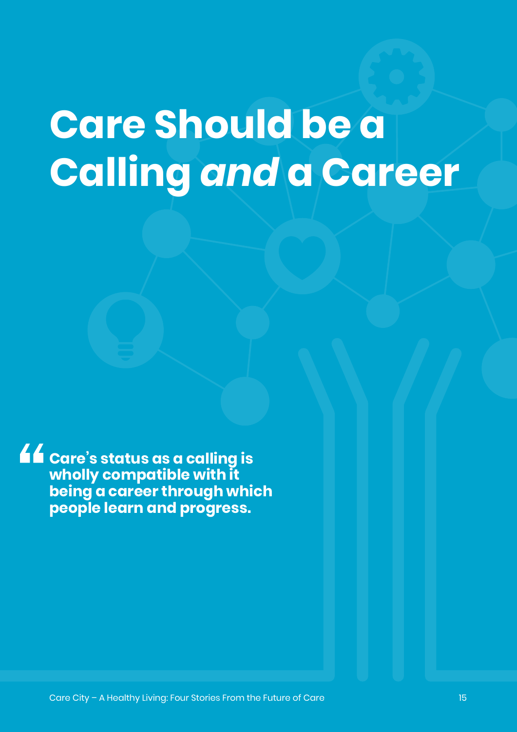# Care Should be a Calling *and* a Career

> **Care's status as a calling is wholly compatible with it being a career through which people learn and progress.**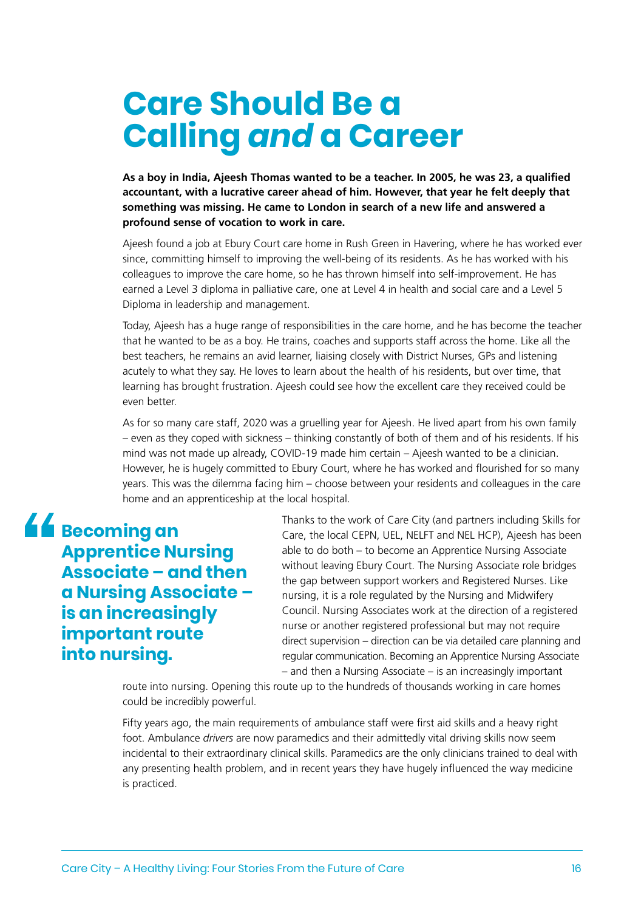# Care Should Be a Calling *and* a Career

**As a boy in India, Ajeesh Thomas wanted to be a teacher. In 2005, he was 23, a qualified accountant, with a lucrative career ahead of him. However, that year he felt deeply that something was missing. He came to London in search of a new life and answered a profound sense of vocation to work in care.**

Ajeesh found a job at Ebury Court care home in Rush Green in Havering, where he has worked ever since, committing himself to improving the well-being of its residents. As he has worked with his colleagues to improve the care home, so he has thrown himself into self-improvement. He has earned a Level 3 diploma in palliative care, one at Level 4 in health and social care and a Level 5 Diploma in leadership and management.

Today, Ajeesh has a huge range of responsibilities in the care home, and he has become the teacher that he wanted to be as a boy. He trains, coaches and supports staff across the home. Like all the best teachers, he remains an avid learner, liaising closely with District Nurses, GPs and listening acutely to what they say. He loves to learn about the health of his residents, but over time, that learning has brought frustration. Ajeesh could see how the excellent care they received could be even better.

As for so many care staff, 2020 was a gruelling year for Ajeesh. He lived apart from his own family – even as they coped with sickness – thinking constantly of both of them and of his residents. If his mind was not made up already, COVID-19 made him certain – Ajeesh wanted to be a clinician. However, he is hugely committed to Ebury Court, where he has worked and flourished for so many years. This was the dilemma facing him – choose between your residents and colleagues in the care home and an apprenticeship at the local hospital.

> **"Becoming an Apprentice Nursing Associate – and then a Nursing Associate – is an increasingly important route into nursing.**

Thanks to the work of Care City (and partners including Skills for Care, the local CEPN, UEL, NELFT and NEL HCP), Ajeesh has been able to do both – to become an Apprentice Nursing Associate without leaving Ebury Court. The Nursing Associate role bridges the gap between support workers and Registered Nurses. Like nursing, it is a role regulated by the Nursing and Midwifery Council. Nursing Associates work at the direction of a registered nurse or another registered professional but may not require direct supervision – direction can be via detailed care planning and regular communication. Becoming an Apprentice Nursing Associate – and then a Nursing Associate – is an increasingly important route into nursing. Opening this route up to the hundreds of thousands working in care homes could be incredibly powerful.

Fifty years ago, the main requirements of ambulance staff were first aid skills and a heavy right foot. Ambulance *drivers* are now paramedics and their admittedly vital driving skills now seem incidental to their extraordinary clinical skills. Paramedics are the only clinicians trained to deal with any presenting health problem, and in recent years they have hugely influenced the way medicine is practiced.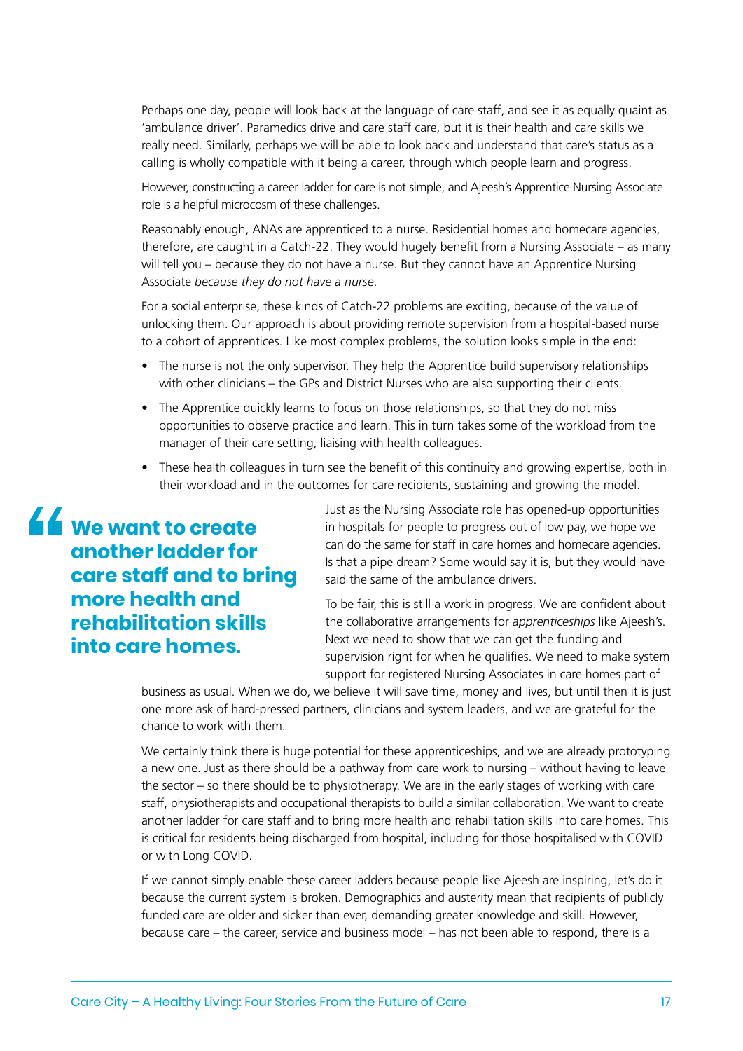Perhaps one day, people will look back at the language of care staff, and see it as equally quaint as 'ambulance driver'. Paramedics drive and care staff care, but it is their health and care skills we really need. Similarly, perhaps we will be able to look back and understand that care's status as a calling is wholly compatible with it being a career, through which people learn and progress.

However, constructing a career ladder for care is not simple, and Ajeesh's Apprentice Nursing Associate role is a helpful microcosm of these challenges.

Reasonably enough, ANAs are apprenticed to a nurse. Residential homes and homecare agencies, therefore, are caught in a Catch-22. They would hugely benefit from a Nursing Associate – as many will tell you – because they do not have a nurse. But they cannot have an Apprentice Nursing Associate *because they do not have a nurse*.

For a social enterprise, these kinds of Catch-22 problems are exciting, because of the value of unlocking them. Our approach is about providing remote supervision from a hospital-based nurse to a cohort of apprentices. Like most complex problems, the solution looks simple in the end:

- The nurse is not the only supervisor. They help the Apprentice build supervisory relationships with other clinicians – the GPs and District Nurses who are also supporting their clients.
- The Apprentice quickly learns to focus on those relationships, so that they do not miss opportunities to observe practice and learn. This in turn takes some of the workload from the manager of their care setting, liaising with health colleagues.
- These health colleagues in turn see the benefit of this continuity and growing expertise, both in their workload and in the outcomes for care recipients, sustaining and growing the model.

> **"We want to create another ladder for care staff and to bring more health and rehabilitation skills into care homes.**

Just as the Nursing Associate role has opened-up opportunities in hospitals for people to progress out of low pay, we hope we can do the same for staff in care homes and homecare agencies. Is that a pipe dream? Some would say it is, but they would have said the same of the ambulance drivers.

To be fair, this is still a work in progress. We are confident about the collaborative arrangements for *apprenticeships* like Ajeesh's. Next we need to show that we can get the funding and supervision right for when he qualifies. We need to make system support for registered Nursing Associates in care homes part of business as usual. When we do, we believe it will save time, money and lives, but until then it is just one more ask of hard-pressed partners, clinicians and system leaders, and we are grateful for the chance to work with them.

We certainly think there is huge potential for these apprenticeships, and we are already prototyping a new one. Just as there should be a pathway from care work to nursing – without having to leave the sector – so there should be to physiotherapy. We are in the early stages of working with care staff, physiotherapists and occupational therapists to build a similar collaboration. We want to create another ladder for care staff and to bring more health and rehabilitation skills into care homes. This is critical for residents being discharged from hospital, including for those hospitalised with COVID or with Long COVID.

If we cannot simply enable these career ladders because people like Ajeesh are inspiring, let's do it because the current system is broken. Demographics and austerity mean that recipients of publicly funded care are older and sicker than ever, demanding greater knowledge and skill. However, because care – the career, service and business model – has not been able to respond, there is a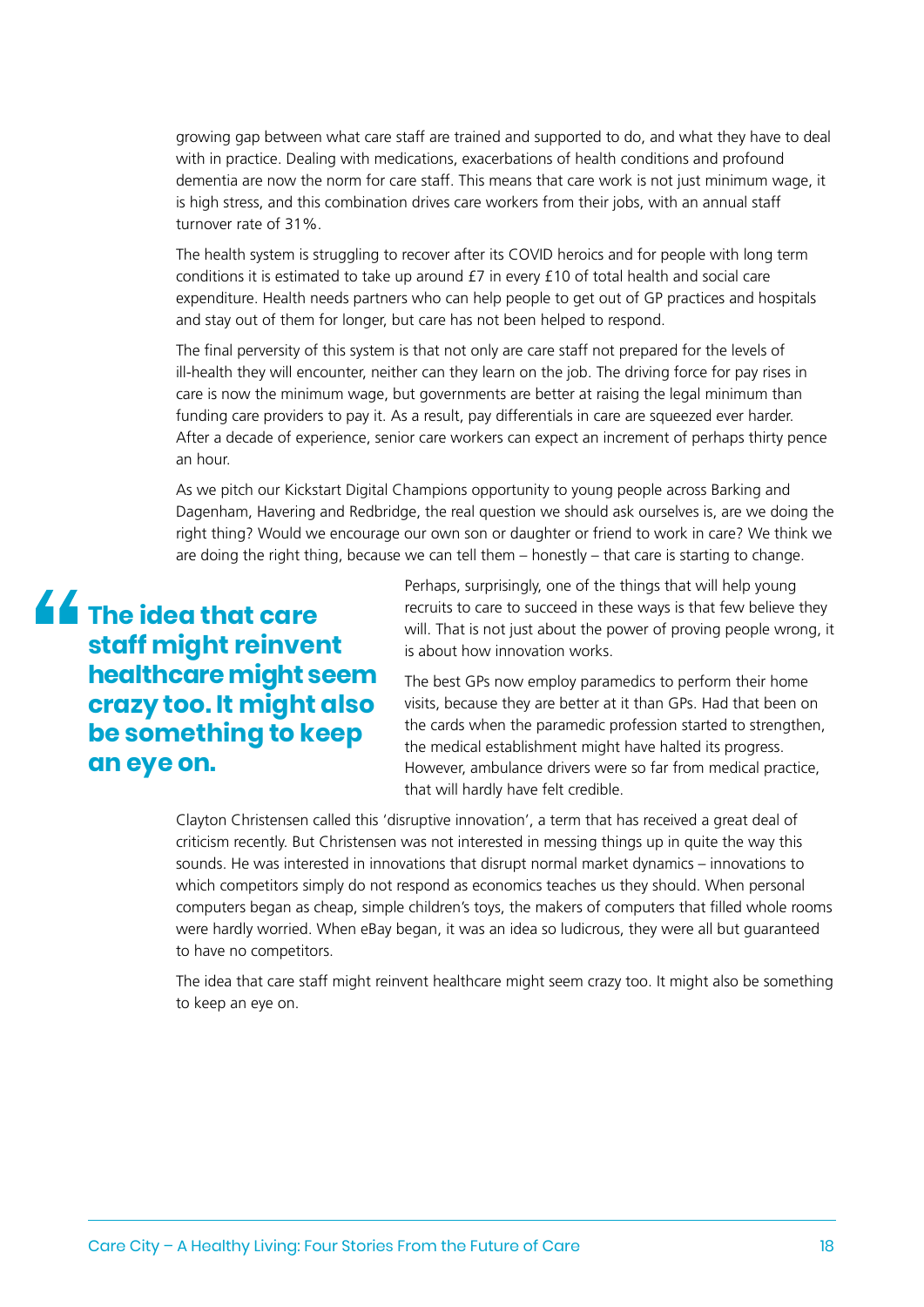growing gap between what care staff are trained and supported to do, and what they have to deal with in practice. Dealing with medications, exacerbations of health conditions and profound dementia are now the norm for care staff. This means that care work is not just minimum wage, it is high stress, and this combination drives care workers from their jobs, with an annual staff turnover rate of 31%.

The health system is struggling to recover after its COVID heroics and for people with long term conditions it is estimated to take up around £7 in every £10 of total health and social care expenditure. Health needs partners who can help people to get out of GP practices and hospitals and stay out of them for longer, but care has not been helped to respond.

The final perversity of this system is that not only are care staff not prepared for the levels of ill-health they will encounter, neither can they learn on the job. The driving force for pay rises in care is now the minimum wage, but governments are better at raising the legal minimum than funding care providers to pay it. As a result, pay differentials in care are squeezed ever harder. After a decade of experience, senior care workers can expect an increment of perhaps thirty pence an hour.

As we pitch our Kickstart Digital Champions opportunity to young people across Barking and Dagenham, Havering and Redbridge, the real question we should ask ourselves is, are we doing the right thing? Would we encourage our own son or daughter or friend to work in care? We think we are doing the right thing, because we can tell them – honestly – that care is starting to change.

> **The idea that care staff might reinvent healthcare might seem crazy too. It might also be something to keep an eye on.**

Perhaps, surprisingly, one of the things that will help young recruits to care to succeed in these ways is that few believe they will. That is not just about the power of proving people wrong, it is about how innovation works.

The best GPs now employ paramedics to perform their home visits, because they are better at it than GPs. Had that been on the cards when the paramedic profession started to strengthen, the medical establishment might have halted its progress. However, ambulance drivers were so far from medical practice, that will hardly have felt credible.

Clayton Christensen called this 'disruptive innovation', a term that has received a great deal of criticism recently. But Christensen was not interested in messing things up in quite the way this sounds. He was interested in innovations that disrupt normal market dynamics – innovations to which competitors simply do not respond as economics teaches us they should. When personal computers began as cheap, simple children's toys, the makers of computers that filled whole rooms were hardly worried. When eBay began, it was an idea so ludicrous, they were all but guaranteed to have no competitors.

The idea that care staff might reinvent healthcare might seem crazy too. It might also be something to keep an eye on.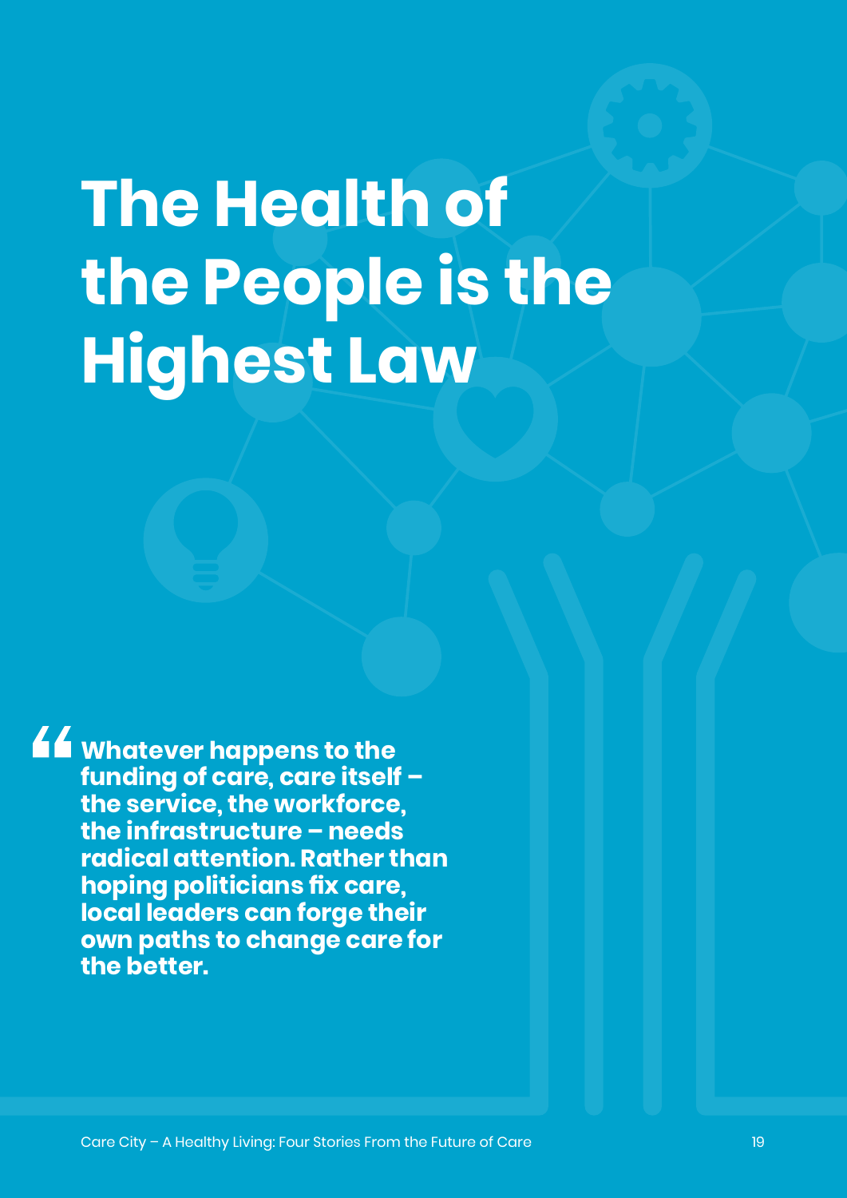# The Health of the People is the Highest Law

> **Whatever happens to the funding of care, care itself – the service, the workforce, the infrastructure – needs radical attention. Rather than hoping politicians fix care, local leaders can forge their own paths to change care for the better.**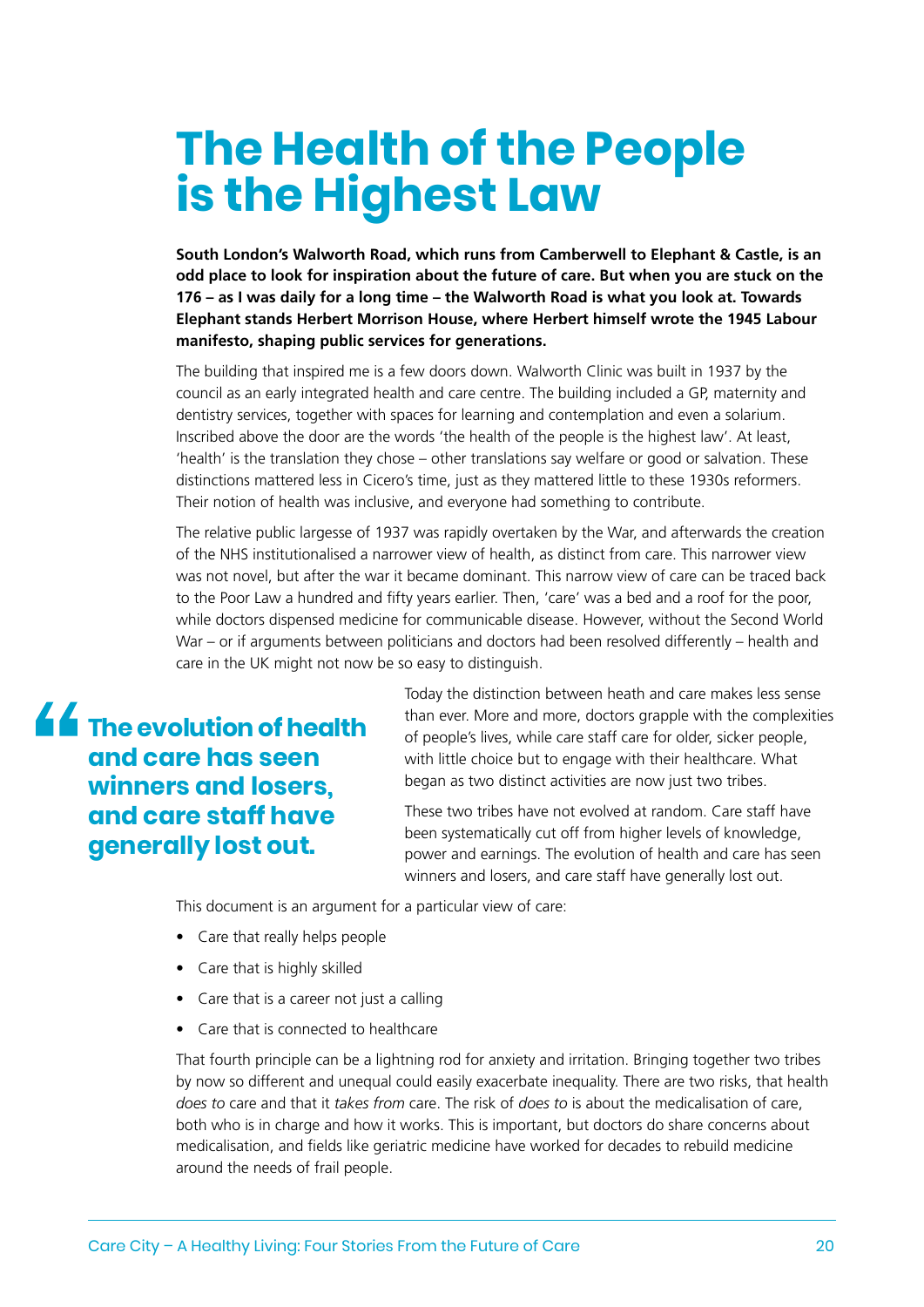# The Health of the People is the Highest Law

**South London's Walworth Road, which runs from Camberwell to Elephant & Castle, is an odd place to look for inspiration about the future of care. But when you are stuck on the 176 – as I was daily for a long time – the Walworth Road is what you look at. Towards Elephant stands Herbert Morrison House, where Herbert himself wrote the 1945 Labour manifesto, shaping public services for generations.**

The building that inspired me is a few doors down. Walworth Clinic was built in 1937 by the council as an early integrated health and care centre. The building included a GP, maternity and dentistry services, together with spaces for learning and contemplation and even a solarium. Inscribed above the door are the words 'the health of the people is the highest law'. At least, 'health' is the translation they chose – other translations say welfare or good or salvation. These distinctions mattered less in Cicero's time, just as they mattered little to these 1930s reformers. Their notion of health was inclusive, and everyone had something to contribute.

The relative public largesse of 1937 was rapidly overtaken by the War, and afterwards the creation of the NHS institutionalised a narrower view of health, as distinct from care. This narrower view was not novel, but after the war it became dominant. This narrow view of care can be traced back to the Poor Law a hundred and fifty years earlier. Then, 'care' was a bed and a roof for the poor, while doctors dispensed medicine for communicable disease. However, without the Second World War – or if arguments between politicians and doctors had been resolved differently – health and care in the UK might not now be so easy to distinguish.

> **"The evolution of health and care has seen winners and losers, and care staff have generally lost out.**

Today the distinction between heath and care makes less sense than ever. More and more, doctors grapple with the complexities of people's lives, while care staff care for older, sicker people, with little choice but to engage with their healthcare. What began as two distinct activities are now just two tribes.

These two tribes have not evolved at random. Care staff have been systematically cut off from higher levels of knowledge, power and earnings. The evolution of health and care has seen winners and losers, and care staff have generally lost out.

This document is an argument for a particular view of care:

- Care that really helps people
- Care that is highly skilled
- Care that is a career not just a calling
- Care that is connected to healthcare

That fourth principle can be a lightning rod for anxiety and irritation. Bringing together two tribes by now so different and unequal could easily exacerbate inequality. There are two risks, that health *does to* care and that it *takes from* care. The risk of *does to* is about the medicalisation of care, both who is in charge and how it works. This is important, but doctors do share concerns about medicalisation, and fields like geriatric medicine have worked for decades to rebuild medicine around the needs of frail people.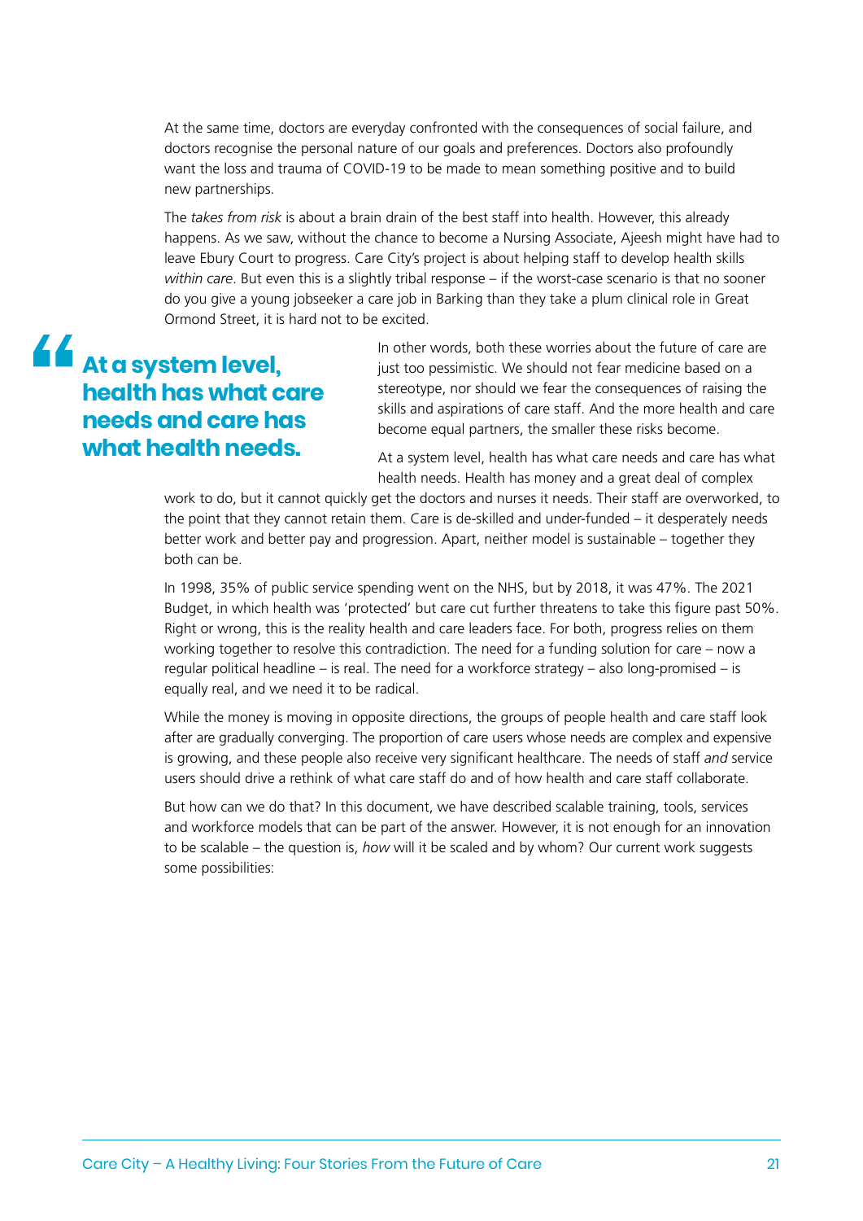At the same time, doctors are everyday confronted with the consequences of social failure, and doctors recognise the personal nature of our goals and preferences. Doctors also profoundly want the loss and trauma of COVID-19 to be made to mean something positive and to build new partnerships.

The *takes from risk* is about a brain drain of the best staff into health. However, this already happens. As we saw, without the chance to become a Nursing Associate, Ajeesh might have had to leave Ebury Court to progress. Care City's project is about helping staff to develop health skills *within care*. But even this is a slightly tribal response – if the worst-case scenario is that no sooner do you give a young jobseeker a care job in Barking than they take a plum clinical role in Great Ormond Street, it is hard not to be excited.

> **At a system level, health has what care needs and care has what health needs.**

In other words, both these worries about the future of care are just too pessimistic. We should not fear medicine based on a stereotype, nor should we fear the consequences of raising the skills and aspirations of care staff. And the more health and care become equal partners, the smaller these risks become.

At a system level, health has what care needs and care has what health needs. Health has money and a great deal of complex work to do, but it cannot quickly get the doctors and nurses it needs. Their staff are overworked, to the point that they cannot retain them. Care is de-skilled and under-funded – it desperately needs better work and better pay and progression. Apart, neither model is sustainable – together they both can be.

In 1998, 35% of public service spending went on the NHS, but by 2018, it was 47%. The 2021 Budget, in which health was 'protected' but care cut further threatens to take this figure past 50%. Right or wrong, this is the reality health and care leaders face. For both, progress relies on them working together to resolve this contradiction. The need for a funding solution for care – now a regular political headline – is real. The need for a workforce strategy – also long-promised – is equally real, and we need it to be radical.

While the money is moving in opposite directions, the groups of people health and care staff look after are gradually converging. The proportion of care users whose needs are complex and expensive is growing, and these people also receive very significant healthcare. The needs of staff *and* service users should drive a rethink of what care staff do and of how health and care staff collaborate.

But how can we do that? In this document, we have described scalable training, tools, services and workforce models that can be part of the answer. However, it is not enough for an innovation to be scalable – the question is, *how* will it be scaled and by whom? Our current work suggests some possibilities: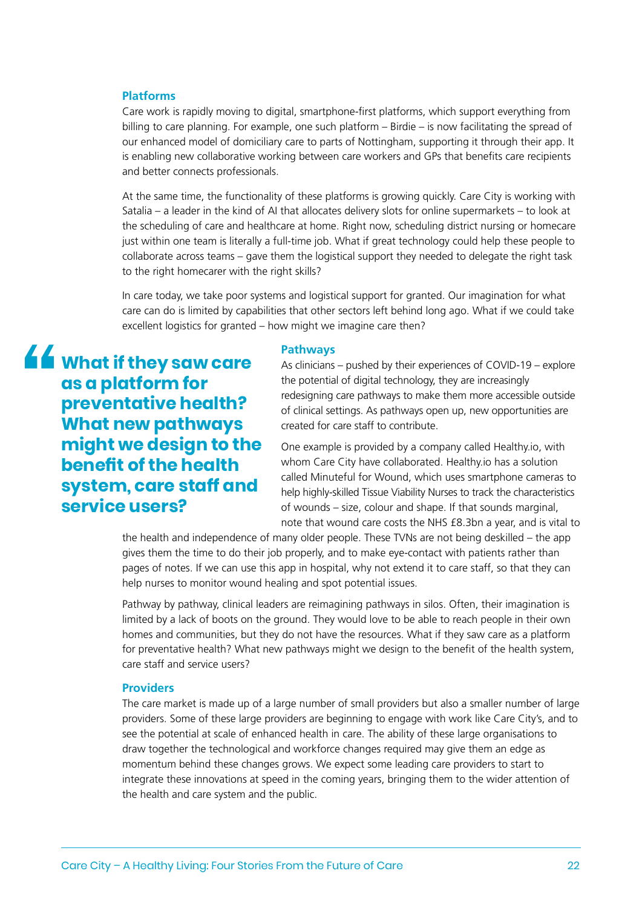### Platforms

Care work is rapidly moving to digital, smartphone-first platforms, which support everything from billing to care planning. For example, one such platform – Birdie – is now facilitating the spread of our enhanced model of domiciliary care to parts of Nottingham, supporting it through their app. It is enabling new collaborative working between care workers and GPs that benefits care recipients and better connects professionals.

At the same time, the functionality of these platforms is growing quickly. Care City is working with Satalia – a leader in the kind of AI that allocates delivery slots for online supermarkets – to look at the scheduling of care and healthcare at home. Right now, scheduling district nursing or homecare just within one team is literally a full-time job. What if great technology could help these people to collaborate across teams – gave them the logistical support they needed to delegate the right task to the right homecarer with the right skills?

In care today, we take poor systems and logistical support for granted. Our imagination for what care can do is limited by capabilities that other sectors left behind long ago. What if we could take excellent logistics for granted – how might we imagine care then?

> **What if they saw care as a platform for preventative health? What new pathways might we design to the benefit of the health system, care staff and service users?**

### Pathways

As clinicians – pushed by their experiences of COVID-19 – explore the potential of digital technology, they are increasingly redesigning care pathways to make them more accessible outside of clinical settings. As pathways open up, new opportunities are created for care staff to contribute.

One example is provided by a company called Healthy.io, with whom Care City have collaborated. Healthy.io has a solution called Minuteful for Wound, which uses smartphone cameras to help highly-skilled Tissue Viability Nurses to track the characteristics of wounds – size, colour and shape. If that sounds marginal, note that wound care costs the NHS £8.3bn a year, and is vital to the health and independence of many older people. These TVNs are not being deskilled – the app gives them the time to do their job properly, and to make eye-contact with patients rather than pages of notes. If we can use this app in hospital, why not extend it to care staff, so that they can help nurses to monitor wound healing and spot potential issues.

Pathway by pathway, clinical leaders are reimagining pathways in silos. Often, their imagination is limited by a lack of boots on the ground. They would love to be able to reach people in their own homes and communities, but they do not have the resources. What if they saw care as a platform for preventative health? What new pathways might we design to the benefit of the health system, care staff and service users?

### Providers

The care market is made up of a large number of small providers but also a smaller number of large providers. Some of these large providers are beginning to engage with work like Care City's, and to see the potential at scale of enhanced health in care. The ability of these large organisations to draw together the technological and workforce changes required may give them an edge as momentum behind these changes grows. We expect some leading care providers to start to integrate these innovations at speed in the coming years, bringing them to the wider attention of the health and care system and the public.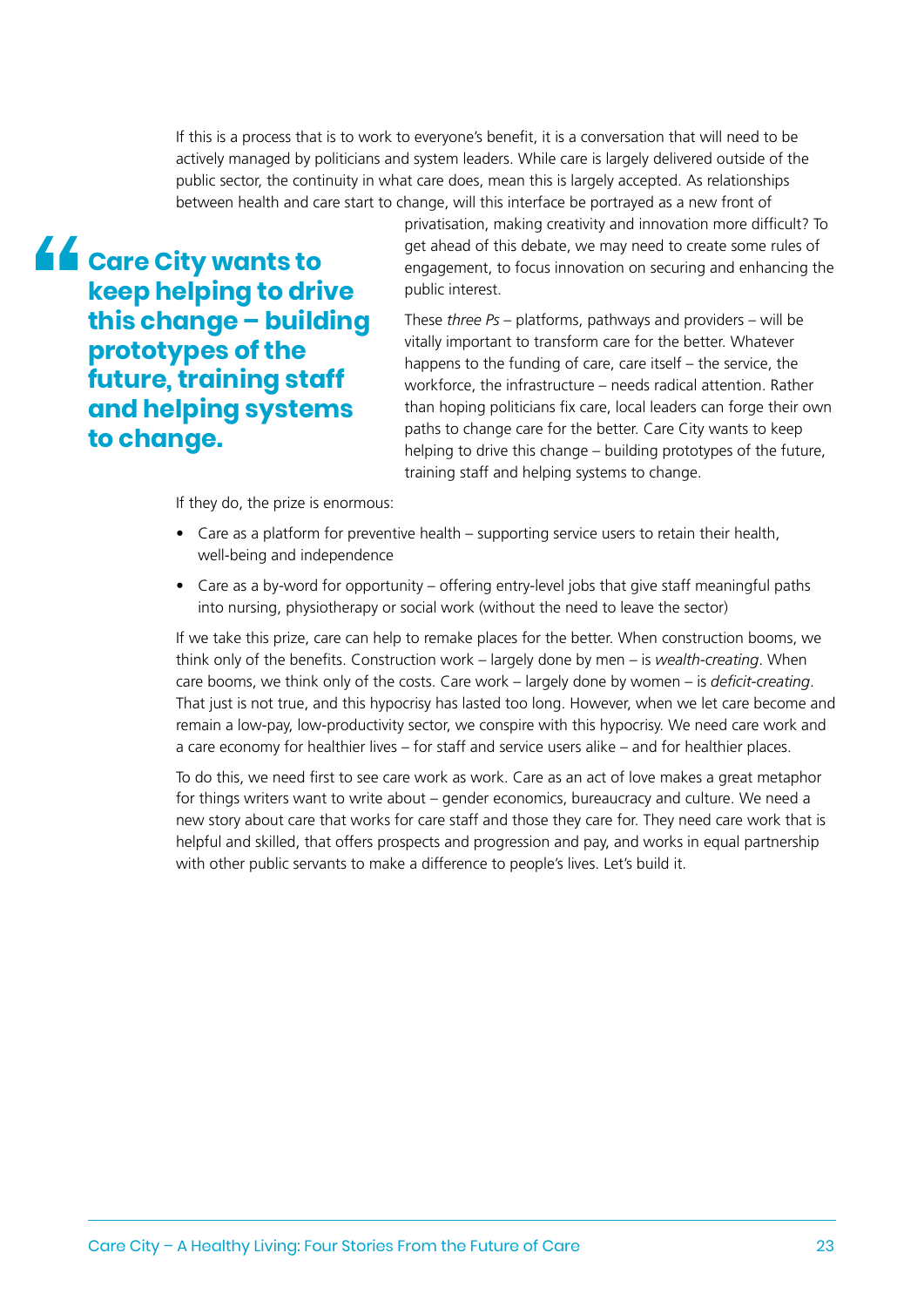If this is a process that is to work to everyone's benefit, it is a conversation that will need to be actively managed by politicians and system leaders. While care is largely delivered outside of the public sector, the continuity in what care does, mean this is largely accepted. As relationships between health and care start to change, will this interface be portrayed as a new front of privatisation, making creativity and innovation more difficult? To get ahead of this debate, we may need to create some rules of engagement, to focus innovation on securing and enhancing the public interest.

> **"Care City wants to keep helping to drive this change – building prototypes of the future, training staff and helping systems to change.**

These *three Ps* – platforms, pathways and providers – will be vitally important to transform care for the better. Whatever happens to the funding of care, care itself – the service, the workforce, the infrastructure – needs radical attention. Rather than hoping politicians fix care, local leaders can forge their own paths to change care for the better. Care City wants to keep helping to drive this change – building prototypes of the future, training staff and helping systems to change.

If they do, the prize is enormous:

- Care as a platform for preventive health – supporting service users to retain their health, well-being and independence
- Care as a by-word for opportunity – offering entry-level jobs that give staff meaningful paths into nursing, physiotherapy or social work (without the need to leave the sector)

If we take this prize, care can help to remake places for the better. When construction booms, we think only of the benefits. Construction work – largely done by men – is *wealth-creating*. When care booms, we think only of the costs. Care work – largely done by women – is *deficit-creating*. That just is not true, and this hypocrisy has lasted too long. However, when we let care become and remain a low-pay, low-productivity sector, we conspire with this hypocrisy. We need care work and a care economy for healthier lives – for staff and service users alike – and for healthier places.

To do this, we need first to see care work as work. Care as an act of love makes a great metaphor for things writers want to write about – gender economics, bureaucracy and culture. We need a new story about care that works for care staff and those they care for. They need care work that is helpful and skilled, that offers prospects and progression and pay, and works in equal partnership with other public servants to make a difference to people's lives. Let's build it.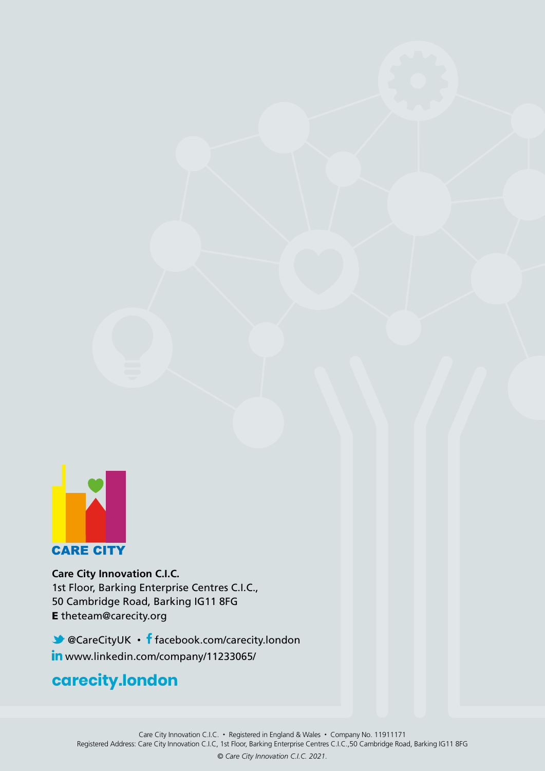CARE CITY

**Care City Innovation C.I.C.**
1st Floor, Barking Enterprise Centres C.I.C.,
50 Cambridge Road, Barking IG11 8FG
**E** theteam@carecity.org

@CareCityUK • facebook.com/carecity.london
www.linkedin.com/company/11233065/

**carecity.london**

Care City Innovation C.I.C. • Registered in England & Wales • Company No. 11911171
Registered Address: Care City Innovation C.I.C, 1st Floor, Barking Enterprise Centres C.I.C.,50 Cambridge Road, Barking IG11 8FG

*© Care City Innovation C.I.C. 2021.*